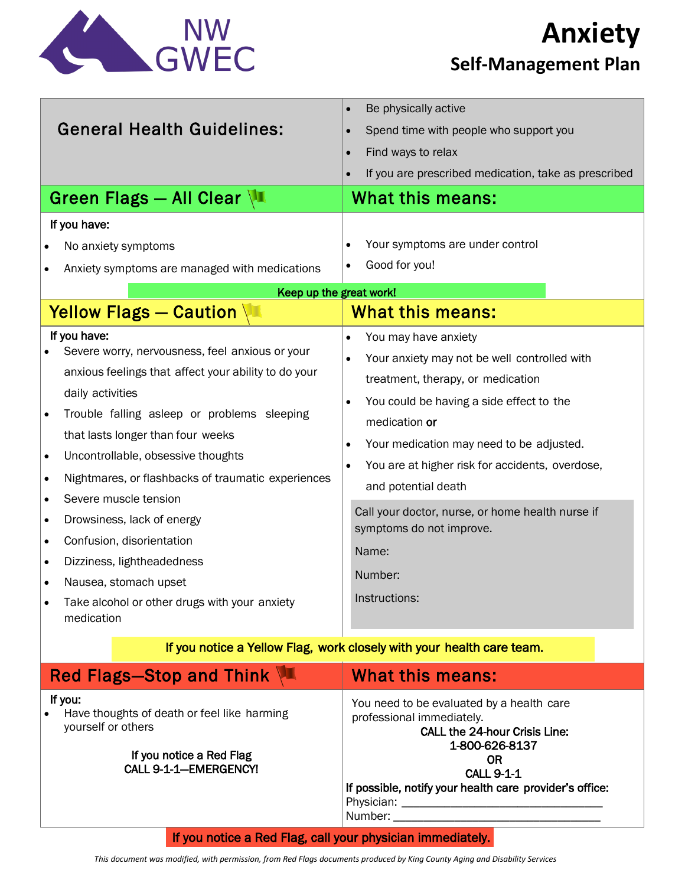NW GWEC

# Anxiety

## Self-Management Plan

## General Health Guidelines:

- Be physically active
- Spend time with people who support you
- Find ways to relax
- If you are prescribed medication, take as prescribed

## Green Flags — All Clear

**If you have:**

- No anxiety symptoms
- Anxiety symptoms are managed with medications

### What this means:

- Your symptoms are under control
- Good for you!

**Keep up the great work!**

## Yellow Flags — Caution

**If you have:**

- Severe worry, nervousness, feel anxious or your anxious feelings that affect your ability to do your daily activities
- Trouble falling asleep or problems sleeping that lasts longer than four weeks
- Uncontrollable, obsessive thoughts
- Nightmares, or flashbacks of traumatic experiences
- Severe muscle tension
- Drowsiness, lack of energy
- Confusion, disorientation
- Dizziness, lightheadedness
- Nausea, stomach upset
- Take alcohol or other drugs with your anxiety medication

### What this means:

- You may have anxiety
- Your anxiety may not be well controlled with treatment, therapy, or medication
- You could be having a side effect to the medication **or**
- Your medication may need to be adjusted.
- You are at higher risk for accidents, overdose, and potential death

Call your doctor, nurse, or home health nurse if symptoms do not improve.

Name:

Number:

Instructions:

**If you notice a Yellow Flag, work closely with your health care team.**

## Red Flags—Stop and Think

**If you:**

- Have thoughts of death or feel like harming yourself or others

**If you notice a Red Flag**
**CALL 9-1-1—EMERGENCY!**

### What this means:

You need to be evaluated by a health care professional immediately.

**CALL the 24-hour Crisis Line:**
**1-800-626-8137**
**OR**
**CALL 9-1-1**

**If possible, notify your health care provider's office:**

Physician: ___________________________________

Number: ____________________________________

**If you notice a Red Flag, call your physician immediately.**

*This document was modified, with permission, from Red Flags documents produced by King County Aging and Disability Services*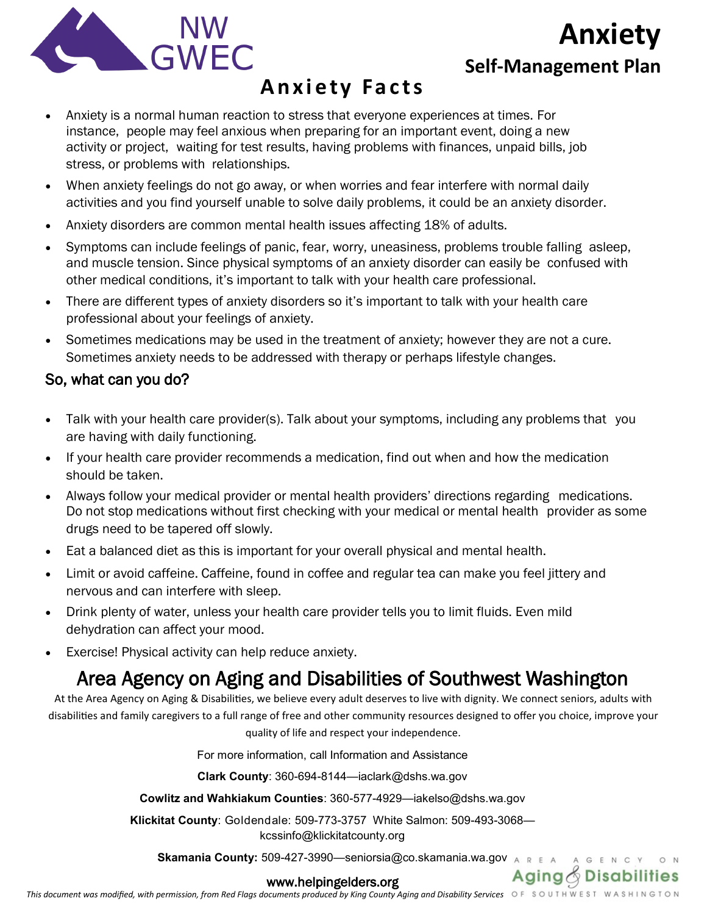NW GWEC

# Anxiety

## Self-Management Plan

## Anxiety Facts

- Anxiety is a normal human reaction to stress that everyone experiences at times. For instance, people may feel anxious when preparing for an important event, doing a new activity or project, waiting for test results, having problems with finances, unpaid bills, job stress, or problems with relationships.
- When anxiety feelings do not go away, or when worries and fear interfere with normal daily activities and you find yourself unable to solve daily problems, it could be an anxiety disorder.
- Anxiety disorders are common mental health issues affecting 18% of adults.
- Symptoms can include feelings of panic, fear, worry, uneasiness, problems trouble falling asleep, and muscle tension. Since physical symptoms of an anxiety disorder can easily be confused with other medical conditions, it's important to talk with your health care professional.
- There are different types of anxiety disorders so it's important to talk with your health care professional about your feelings of anxiety.
- Sometimes medications may be used in the treatment of anxiety; however they are not a cure. Sometimes anxiety needs to be addressed with therapy or perhaps lifestyle changes.

### So, what can you do?

- Talk with your health care provider(s). Talk about your symptoms, including any problems that you are having with daily functioning.
- If your health care provider recommends a medication, find out when and how the medication should be taken.
- Always follow your medical provider or mental health providers' directions regarding medications. Do not stop medications without first checking with your medical or mental health provider as some drugs need to be tapered off slowly.
- Eat a balanced diet as this is important for your overall physical and mental health.
- Limit or avoid caffeine. Caffeine, found in coffee and regular tea can make you feel jittery and nervous and can interfere with sleep.
- Drink plenty of water, unless your health care provider tells you to limit fluids. Even mild dehydration can affect your mood.
- Exercise! Physical activity can help reduce anxiety.

## Area Agency on Aging and Disabilities of Southwest Washington

At the Area Agency on Aging & Disabilities, we believe every adult deserves to live with dignity. We connect seniors, adults with disabilities and family caregivers to a full range of free and other community resources designed to offer you choice, improve your quality of life and respect your independence.

For more information, call Information and Assistance

**Clark County**: 360-694-8144—iaclark@dshs.wa.gov

**Cowlitz and Wahkiakum Counties**: 360-577-4929—iakelso@dshs.wa.gov

**Klickitat County**: Goldendale: 509-773-3757 White Salmon: 509-493-3068—kcssinfo@klickitatcounty.org

**Skamania County:** 509-427-3990—seniorsia@co.skamania.wa.gov

www.helpingelders.org

Area Agency on Aging & Disabilities of Southwest Washington

*This document was modified, with permission, from Red Flags documents produced by King County Aging and Disability Services*